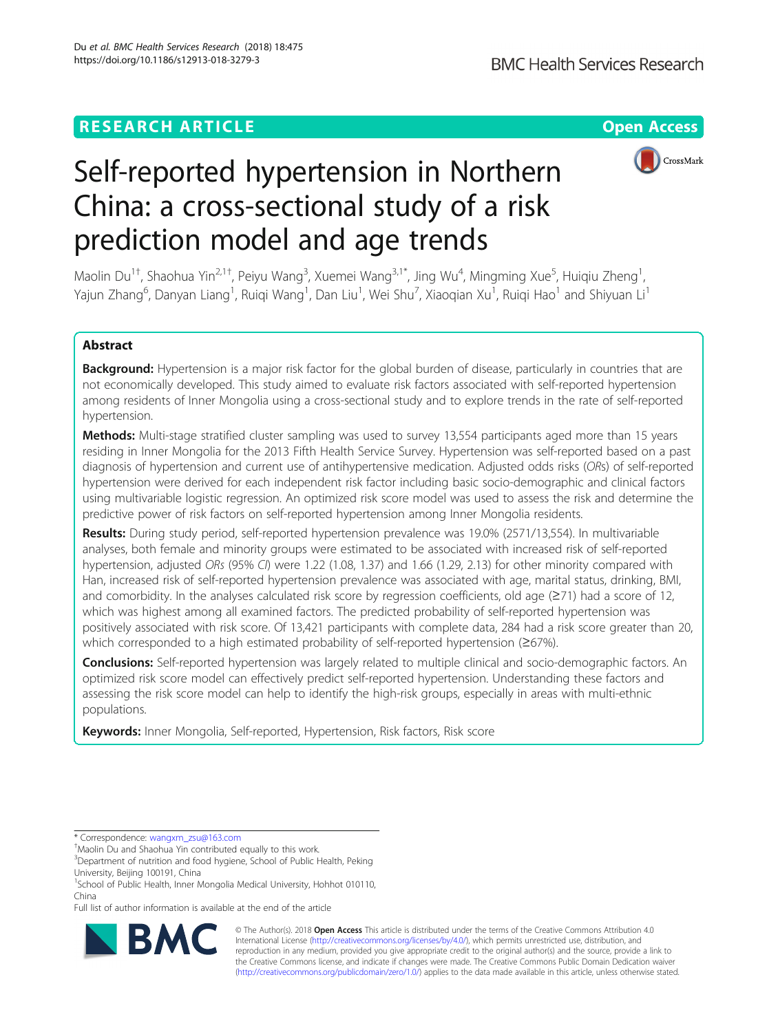RESEARCH ARTICLE

Open Access

# Self-reported hypertension in Northern China: a cross-sectional study of a risk prediction model and age trends

Maolin Du[1†], Shaohua Yin[2,1†], Peiyu Wang[3], Xuemei Wang[3,1*], Jing Wu[4], Mingming Xue[5], Huiqiu Zheng[1], Yajun Zhang[6], Danyan Liang[1], Ruiqi Wang[1], Dan Liu[1], Wei Shu[7], Xiaoqian Xu[1], Ruiqi Hao[1] and Shiyuan Li[1]

## Abstract

**Background:** Hypertension is a major risk factor for the global burden of disease, particularly in countries that are not economically developed. This study aimed to evaluate risk factors associated with self-reported hypertension among residents of Inner Mongolia using a cross-sectional study and to explore trends in the rate of self-reported hypertension.

**Methods:** Multi-stage stratified cluster sampling was used to survey 13,554 participants aged more than 15 years residing in Inner Mongolia for the 2013 Fifth Health Service Survey. Hypertension was self-reported based on a past diagnosis of hypertension and current use of antihypertensive medication. Adjusted odds risks (*ORs*) of self-reported hypertension were derived for each independent risk factor including basic socio-demographic and clinical factors using multivariable logistic regression. An optimized risk score model was used to assess the risk and determine the predictive power of risk factors on self-reported hypertension among Inner Mongolia residents.

**Results:** During study period, self-reported hypertension prevalence was 19.0% (2571/13,554). In multivariable analyses, both female and minority groups were estimated to be associated with increased risk of self-reported hypertension, adjusted *ORs* (95% *CI*) were 1.22 (1.08, 1.37) and 1.66 (1.29, 2.13) for other minority compared with Han, increased risk of self-reported hypertension prevalence was associated with age, marital status, drinking, BMI, and comorbidity. In the analyses calculated risk score by regression coefficients, old age (≥71) had a score of 12, which was highest among all examined factors. The predicted probability of self-reported hypertension was positively associated with risk score. Of 13,421 participants with complete data, 284 had a risk score greater than 20, which corresponded to a high estimated probability of self-reported hypertension (≥67%).

**Conclusions:** Self-reported hypertension was largely related to multiple clinical and socio-demographic factors. An optimized risk score model can effectively predict self-reported hypertension. Understanding these factors and assessing the risk score model can help to identify the high-risk groups, especially in areas with multi-ethnic populations.

**Keywords:** Inner Mongolia, Self-reported, Hypertension, Risk factors, Risk score

* Correspondence: wangxm_zsu@163.com
†Maolin Du and Shaohua Yin contributed equally to this work.
[3]Department of nutrition and food hygiene, School of Public Health, Peking University, Beijing 100191, China
[1]School of Public Health, Inner Mongolia Medical University, Hohhot 010110, China
Full list of author information is available at the end of the article

© The Author(s). 2018 **Open Access** This article is distributed under the terms of the Creative Commons Attribution 4.0 International License (http://creativecommons.org/licenses/by/4.0/), which permits unrestricted use, distribution, and reproduction in any medium, provided you give appropriate credit to the original author(s) and the source, provide a link to the Creative Commons license, and indicate if changes were made. The Creative Commons Public Domain Dedication waiver (http://creativecommons.org/publicdomain/zero/1.0/) applies to the data made available in this article, unless otherwise stated.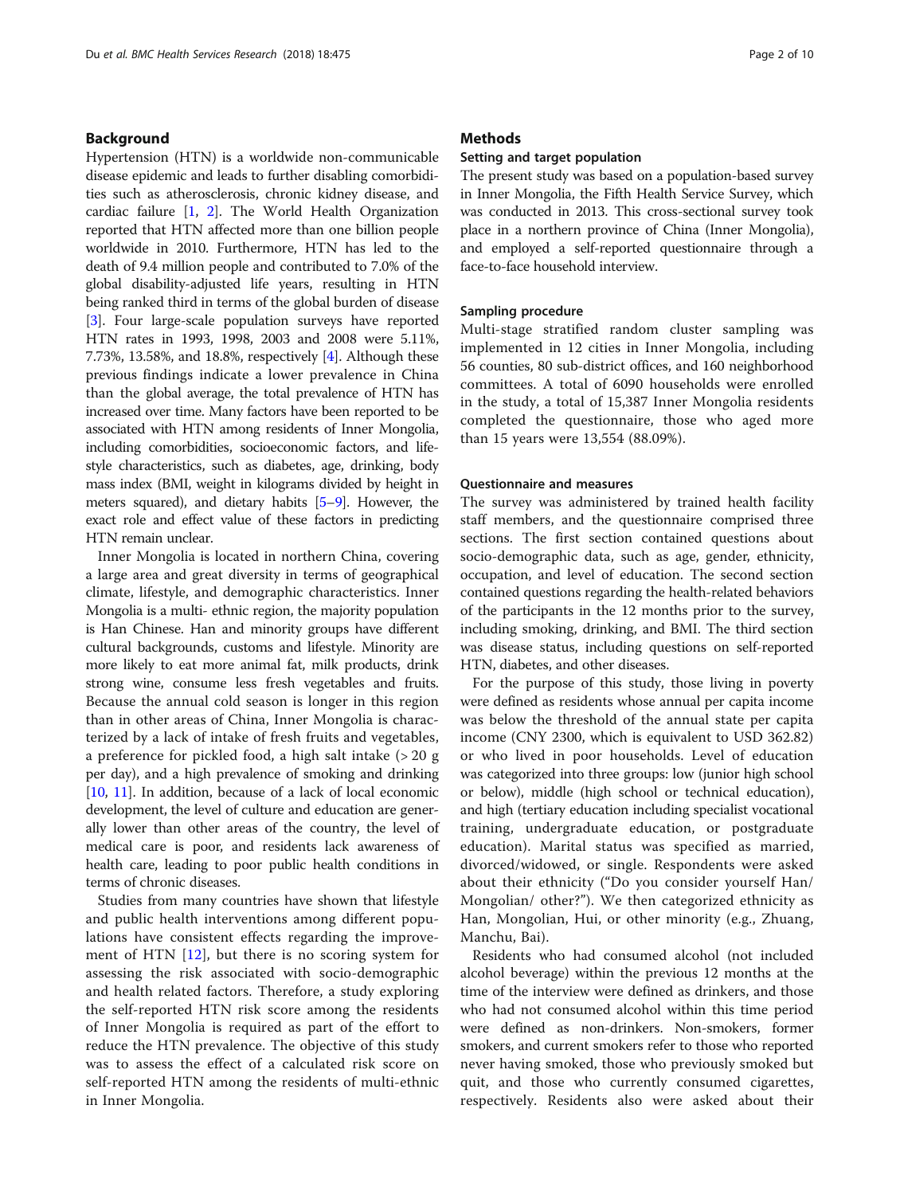## Background

Hypertension (HTN) is a worldwide non-communicable disease epidemic and leads to further disabling comorbidities such as atherosclerosis, chronic kidney disease, and cardiac failure [1, 2]. The World Health Organization reported that HTN affected more than one billion people worldwide in 2010. Furthermore, HTN has led to the death of 9.4 million people and contributed to 7.0% of the global disability-adjusted life years, resulting in HTN being ranked third in terms of the global burden of disease [3]. Four large-scale population surveys have reported HTN rates in 1993, 1998, 2003 and 2008 were 5.11%, 7.73%, 13.58%, and 18.8%, respectively [4]. Although these previous findings indicate a lower prevalence in China than the global average, the total prevalence of HTN has increased over time. Many factors have been reported to be associated with HTN among residents of Inner Mongolia, including comorbidities, socioeconomic factors, and lifestyle characteristics, such as diabetes, age, drinking, body mass index (BMI, weight in kilograms divided by height in meters squared), and dietary habits [5–9]. However, the exact role and effect value of these factors in predicting HTN remain unclear.

Inner Mongolia is located in northern China, covering a large area and great diversity in terms of geographical climate, lifestyle, and demographic characteristics. Inner Mongolia is a multi- ethnic region, the majority population is Han Chinese. Han and minority groups have different cultural backgrounds, customs and lifestyle. Minority are more likely to eat more animal fat, milk products, drink strong wine, consume less fresh vegetables and fruits. Because the annual cold season is longer in this region than in other areas of China, Inner Mongolia is characterized by a lack of intake of fresh fruits and vegetables, a preference for pickled food, a high salt intake (> 20 g per day), and a high prevalence of smoking and drinking [10, 11]. In addition, because of a lack of local economic development, the level of culture and education are generally lower than other areas of the country, the level of medical care is poor, and residents lack awareness of health care, leading to poor public health conditions in terms of chronic diseases.

Studies from many countries have shown that lifestyle and public health interventions among different populations have consistent effects regarding the improvement of HTN [12], but there is no scoring system for assessing the risk associated with socio-demographic and health related factors. Therefore, a study exploring the self-reported HTN risk score among the residents of Inner Mongolia is required as part of the effort to reduce the HTN prevalence. The objective of this study was to assess the effect of a calculated risk score on self-reported HTN among the residents of multi-ethnic in Inner Mongolia.

## Methods

### Setting and target population

The present study was based on a population-based survey in Inner Mongolia, the Fifth Health Service Survey, which was conducted in 2013. This cross-sectional survey took place in a northern province of China (Inner Mongolia), and employed a self-reported questionnaire through a face-to-face household interview.

### Sampling procedure

Multi-stage stratified random cluster sampling was implemented in 12 cities in Inner Mongolia, including 56 counties, 80 sub-district offices, and 160 neighborhood committees. A total of 6090 households were enrolled in the study, a total of 15,387 Inner Mongolia residents completed the questionnaire, those who aged more than 15 years were 13,554 (88.09%).

### Questionnaire and measures

The survey was administered by trained health facility staff members, and the questionnaire comprised three sections. The first section contained questions about socio-demographic data, such as age, gender, ethnicity, occupation, and level of education. The second section contained questions regarding the health-related behaviors of the participants in the 12 months prior to the survey, including smoking, drinking, and BMI. The third section was disease status, including questions on self-reported HTN, diabetes, and other diseases.

For the purpose of this study, those living in poverty were defined as residents whose annual per capita income was below the threshold of the annual state per capita income (CNY 2300, which is equivalent to USD 362.82) or who lived in poor households. Level of education was categorized into three groups: low (junior high school or below), middle (high school or technical education), and high (tertiary education including specialist vocational training, undergraduate education, or postgraduate education). Marital status was specified as married, divorced/widowed, or single. Respondents were asked about their ethnicity ("Do you consider yourself Han/ Mongolian/ other?"). We then categorized ethnicity as Han, Mongolian, Hui, or other minority (e.g., Zhuang, Manchu, Bai).

Residents who had consumed alcohol (not included alcohol beverage) within the previous 12 months at the time of the interview were defined as drinkers, and those who had not consumed alcohol within this time period were defined as non-drinkers. Non-smokers, former smokers, and current smokers refer to those who reported never having smoked, those who previously smoked but quit, and those who currently consumed cigarettes, respectively. Residents also were asked about their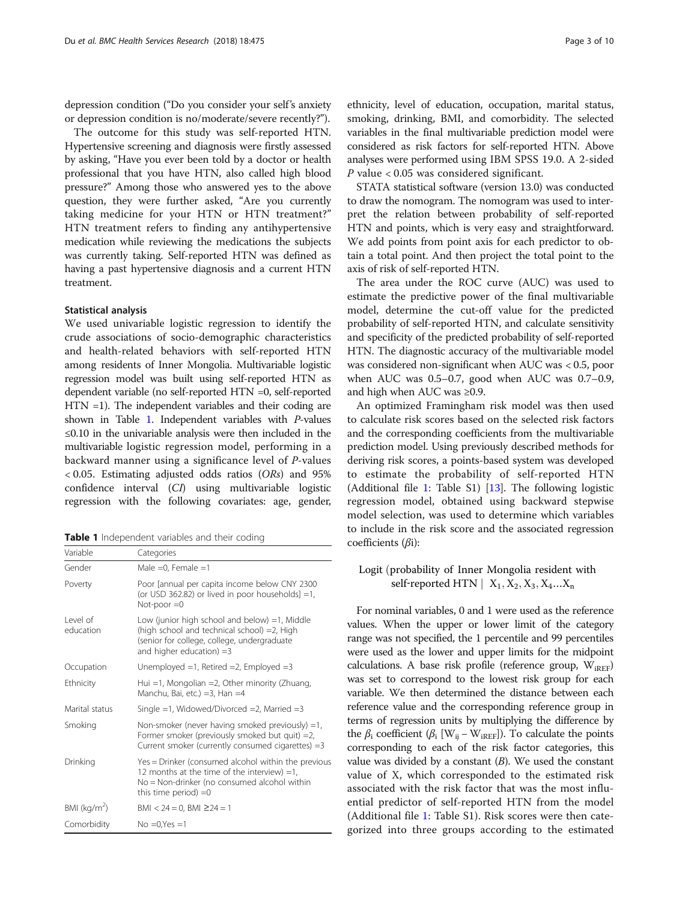depression condition ("Do you consider your self's anxiety or depression condition is no/moderate/severe recently?").

The outcome for this study was self-reported HTN. Hypertensive screening and diagnosis were firstly assessed by asking, "Have you ever been told by a doctor or health professional that you have HTN, also called high blood pressure?" Among those who answered yes to the above question, they were further asked, "Are you currently taking medicine for your HTN or HTN treatment?" HTN treatment refers to finding any antihypertensive medication while reviewing the medications the subjects was currently taking. Self-reported HTN was defined as having a past hypertensive diagnosis and a current HTN treatment.

### Statistical analysis

We used univariable logistic regression to identify the crude associations of socio-demographic characteristics and health-related behaviors with self-reported HTN among residents of Inner Mongolia. Multivariable logistic regression model was built using self-reported HTN as dependent variable (no self-reported HTN =0, self-reported HTN =1). The independent variables and their coding are shown in Table 1. Independent variables with *P*-values ≤0.10 in the univariable analysis were then included in the multivariable logistic regression model, performing in a backward manner using a significance level of *P*-values < 0.05. Estimating adjusted odds ratios (*ORs*) and 95% confidence interval (*CI*) using multivariable logistic regression with the following covariates: age, gender, ethnicity, level of education, occupation, marital status, smoking, drinking, BMI, and comorbidity. The selected variables in the final multivariable prediction model were considered as risk factors for self-reported HTN. Above analyses were performed using IBM SPSS 19.0. A 2-sided *P* value < 0.05 was considered significant.

**Table 1** Independent variables and their coding

| Variable | Categories |
| --- | --- |
| Gender | Male =0, Female =1 |
| Poverty | Poor [annual per capita income below CNY 2300 (or USD 362.82) or lived in poor households] =1, Not-poor =0 |
| Level of education | Low (junior high school and below) =1, Middle (high school and technical school) =2, High (senior for college, college, undergraduate and higher education) =3 |
| Occupation | Unemployed =1, Retired =2, Employed =3 |
| Ethnicity | Hui =1, Mongolian =2, Other minority (Zhuang, Manchu, Bai, etc.) =3, Han =4 |
| Marital status | Single =1, Widowed/Divorced =2, Married =3 |
| Smoking | Non-smoker (never having smoked previously) =1, Former smoker (previously smoked but quit) =2, Current smoker (currently consumed cigarettes) =3 |
| Drinking | Yes = Drinker (consumed alcohol within the previous 12 months at the time of the interview) =1, No = Non-drinker (no consumed alcohol within this time period) =0 |
| BMI (kg/m$^2$) | BMI < 24 = 0, BMI ≥24 = 1 |
| Comorbidity | No =0,Yes =1 |

STATA statistical software (version 13.0) was conducted to draw the nomogram. The nomogram was used to interpret the relation between probability of self-reported HTN and points, which is very easy and straightforward. We add points from point axis for each predictor to obtain a total point. And then project the total point to the axis of risk of self-reported HTN.

The area under the ROC curve (AUC) was used to estimate the predictive power of the final multivariable model, determine the cut-off value for the predicted probability of self-reported HTN, and calculate sensitivity and specificity of the predicted probability of self-reported HTN. The diagnostic accuracy of the multivariable model was considered non-significant when AUC was < 0.5, poor when AUC was 0.5–0.7, good when AUC was 0.7–0.9, and high when AUC was ≥0.9.

An optimized Framingham risk model was then used to calculate risk scores based on the selected risk factors and the corresponding coefficients from the multivariable prediction model. Using previously described methods for deriving risk scores, a points-based system was developed to estimate the probability of self-reported HTN (Additional file 1: Table S1) [13]. The following logistic regression model, obtained using backward stepwise model selection, was used to determine which variables to include in the risk score and the associated regression coefficients ($\beta$i):

$$\text{Logit (probability of Inner Mongolia resident with self-reported HTN} \mid X_1, X_2, X_3, X_4 \ldots X_n$$

For nominal variables, 0 and 1 were used as the reference values. When the upper or lower limit of the category range was not specified, the 1 percentile and 99 percentiles were used as the lower and upper limits for the midpoint calculations. A base risk profile (reference group, $W_{iREF}$) was set to correspond to the lowest risk group for each variable. We then determined the distance between each reference value and the corresponding reference group in terms of regression units by multiplying the difference by the $\beta_i$ coefficient ($\beta_i$ [$W_{ij} - W_{iREF}$]). To calculate the points corresponding to each of the risk factor categories, this value was divided by a constant (*B*). We used the constant value of X, which corresponded to the estimated risk associated with the risk factor that was the most influential predictor of self-reported HTN from the model (Additional file 1: Table S1). Risk scores were then categorized into three groups according to the estimated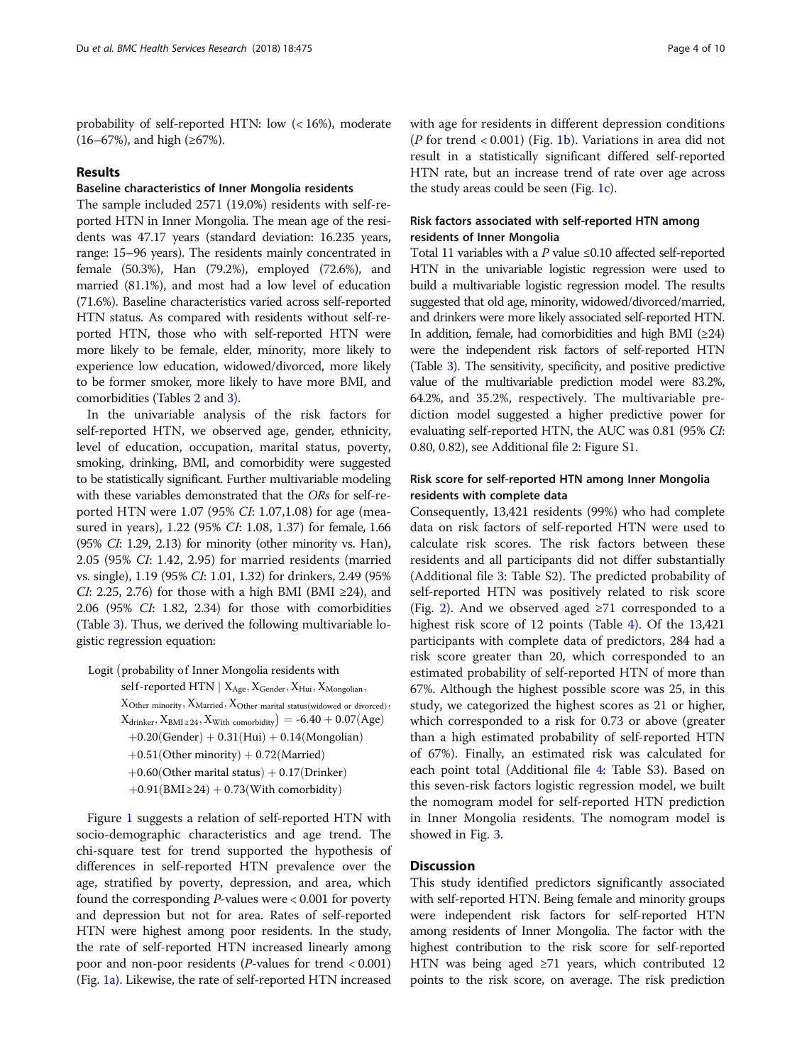probability of self-reported HTN: low (< 16%), moderate (16–67%), and high (≥67%).

## Results

### Baseline characteristics of Inner Mongolia residents

The sample included 2571 (19.0%) residents with self-reported HTN in Inner Mongolia. The mean age of the residents was 47.17 years (standard deviation: 16.235 years, range: 15–96 years). The residents mainly concentrated in female (50.3%), Han (79.2%), employed (72.6%), and married (81.1%), and most had a low level of education (71.6%). Baseline characteristics varied across self-reported HTN status. As compared with residents without self-reported HTN, those who with self-reported HTN were more likely to be female, elder, minority, more likely to experience low education, widowed/divorced, more likely to be former smoker, more likely to have more BMI, and comorbidities (Tables 2 and 3).

In the univariable analysis of the risk factors for self-reported HTN, we observed age, gender, ethnicity, level of education, occupation, marital status, poverty, smoking, drinking, BMI, and comorbidity were suggested to be statistically significant. Further multivariable modeling with these variables demonstrated that the *ORs* for self-reported HTN were 1.07 (95% *CI*: 1.07,1.08) for age (measured in years), 1.22 (95% *CI*: 1.08, 1.37) for female, 1.66 (95% *CI*: 1.29, 2.13) for minority (other minority vs. Han), 2.05 (95% *CI*: 1.42, 2.95) for married residents (married vs. single), 1.19 (95% *CI*: 1.01, 1.32) for drinkers, 2.49 (95% *CI*: 2.25, 2.76) for those with a high BMI (BMI ≥24), and 2.06 (95% *CI*: 1.82, 2.34) for those with comorbidities (Table 3). Thus, we derived the following multivariable logistic regression equation:

$$\begin{aligned}&\text{Logit}\left(\text{probability of Inner Mongolia residents with}\right.\\&\quad\text{self-reported HTN} \mid X_{\text{Age}}, X_{\text{Gender}}, X_{\text{Hui}}, X_{\text{Mongolian}},\\&\quad X_{\text{Other minority}}, X_{\text{Married}}, X_{\text{Other marital status(widowed or divorced)}},\\&\quad\left.X_{\text{drinker}}, X_{\text{BMI}\geq 24}, X_{\text{With comorbidity}}\right) = -6.40 + 0.07(\text{Age})\\&\quad +0.20(\text{Gender}) + 0.31(\text{Hui}) + 0.14(\text{Mongolian})\\&\quad +0.51(\text{Other minority}) + 0.72(\text{Married})\\&\quad +0.60(\text{Other marital status}) + 0.17(\text{Drinker})\\&\quad +0.91(\text{BMI}\geq 24) + 0.73(\text{With comorbidity})\end{aligned}$$

Figure 1 suggests a relation of self-reported HTN with socio-demographic characteristics and age trend. The chi-square test for trend supported the hypothesis of differences in self-reported HTN prevalence over the age, stratified by poverty, depression, and area, which found the corresponding *P*-values were < 0.001 for poverty and depression but not for area. Rates of self-reported HTN were highest among poor residents. In the study, the rate of self-reported HTN increased linearly among poor and non-poor residents (*P*-values for trend < 0.001) (Fig. 1a). Likewise, the rate of self-reported HTN increased with age for residents in different depression conditions (*P* for trend < 0.001) (Fig. 1b). Variations in area did not result in a statistically significant differed self-reported HTN rate, but an increase trend of rate over age across the study areas could be seen (Fig. 1c).

### Risk factors associated with self-reported HTN among residents of Inner Mongolia

Total 11 variables with a *P* value ≤0.10 affected self-reported HTN in the univariable logistic regression were used to build a multivariable logistic regression model. The results suggested that old age, minority, widowed/divorced/married, and drinkers were more likely associated self-reported HTN. In addition, female, had comorbidities and high BMI (≥24) were the independent risk factors of self-reported HTN (Table 3). The sensitivity, specificity, and positive predictive value of the multivariable prediction model were 83.2%, 64.2%, and 35.2%, respectively. The multivariable prediction model suggested a higher predictive power for evaluating self-reported HTN, the AUC was 0.81 (95% *CI*: 0.80, 0.82), see Additional file 2: Figure S1.

### Risk score for self-reported HTN among Inner Mongolia residents with complete data

Consequently, 13,421 residents (99%) who had complete data on risk factors of self-reported HTN were used to calculate risk scores. The risk factors between these residents and all participants did not differ substantially (Additional file 3: Table S2). The predicted probability of self-reported HTN was positively related to risk score (Fig. 2). And we observed aged ≥71 corresponded to a highest risk score of 12 points (Table 4). Of the 13,421 participants with complete data of predictors, 284 had a risk score greater than 20, which corresponded to an estimated probability of self-reported HTN of more than 67%. Although the highest possible score was 25, in this study, we categorized the highest scores as 21 or higher, which corresponded to a risk for 0.73 or above (greater than a high estimated probability of self-reported HTN of 67%). Finally, an estimated risk was calculated for each point total (Additional file 4: Table S3). Based on this seven-risk factors logistic regression model, we built the nomogram model for self-reported HTN prediction in Inner Mongolia residents. The nomogram model is showed in Fig. 3.

## Discussion

This study identified predictors significantly associated with self-reported HTN. Being female and minority groups were independent risk factors for self-reported HTN among residents of Inner Mongolia. The factor with the highest contribution to the risk score for self-reported HTN was being aged ≥71 years, which contributed 12 points to the risk score, on average. The risk prediction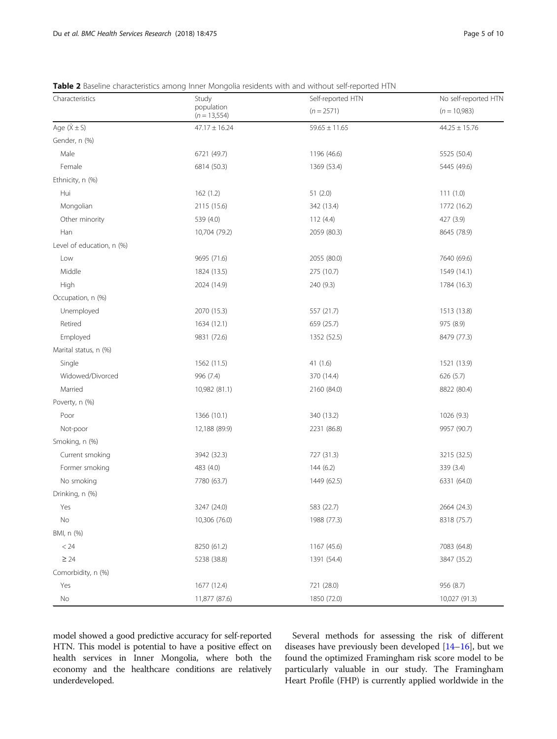**Table 2** Baseline characteristics among Inner Mongolia residents with and without self-reported HTN

| Characteristics | Study population ($n = 13{,}554$) | Self-reported HTN ($n = 2571$) | No self-reported HTN ($n = 10{,}983$) |
|---|---|---|---|
| Age ($\bar{X} \pm S$) | 47.17 ± 16.24 | 59.65 ± 11.65 | 44.25 ± 15.76 |
| Gender, n (%) | | | |
| Male | 6721 (49.7) | 1196 (46.6) | 5525 (50.4) |
| Female | 6814 (50.3) | 1369 (53.4) | 5445 (49.6) |
| Ethnicity, n (%) | | | |
| Hui | 162 (1.2) | 51 (2.0) | 111 (1.0) |
| Mongolian | 2115 (15.6) | 342 (13.4) | 1772 (16.2) |
| Other minority | 539 (4.0) | 112 (4.4) | 427 (3.9) |
| Han | 10,704 (79.2) | 2059 (80.3) | 8645 (78.9) |
| Level of education, n (%) | | | |
| Low | 9695 (71.6) | 2055 (80.0) | 7640 (69.6) |
| Middle | 1824 (13.5) | 275 (10.7) | 1549 (14.1) |
| High | 2024 (14.9) | 240 (9.3) | 1784 (16.3) |
| Occupation, n (%) | | | |
| Unemployed | 2070 (15.3) | 557 (21.7) | 1513 (13.8) |
| Retired | 1634 (12.1) | 659 (25.7) | 975 (8.9) |
| Employed | 9831 (72.6) | 1352 (52.5) | 8479 (77.3) |
| Marital status, n (%) | | | |
| Single | 1562 (11.5) | 41 (1.6) | 1521 (13.9) |
| Widowed/Divorced | 996 (7.4) | 370 (14.4) | 626 (5.7) |
| Married | 10,982 (81.1) | 2160 (84.0) | 8822 (80.4) |
| Poverty, n (%) | | | |
| Poor | 1366 (10.1) | 340 (13.2) | 1026 (9.3) |
| Not-poor | 12,188 (89.9) | 2231 (86.8) | 9957 (90.7) |
| Smoking, n (%) | | | |
| Current smoking | 3942 (32.3) | 727 (31.3) | 3215 (32.5) |
| Former smoking | 483 (4.0) | 144 (6.2) | 339 (3.4) |
| No smoking | 7780 (63.7) | 1449 (62.5) | 6331 (64.0) |
| Drinking, n (%) | | | |
| Yes | 3247 (24.0) | 583 (22.7) | 2664 (24.3) |
| No | 10,306 (76.0) | 1988 (77.3) | 8318 (75.7) |
| BMI, n (%) | | | |
| < 24 | 8250 (61.2) | 1167 (45.6) | 7083 (64.8) |
| ≥ 24 | 5238 (38.8) | 1391 (54.4) | 3847 (35.2) |
| Comorbidity, n (%) | | | |
| Yes | 1677 (12.4) | 721 (28.0) | 956 (8.7) |
| No | 11,877 (87.6) | 1850 (72.0) | 10,027 (91.3) |

model showed a good predictive accuracy for self-reported HTN. This model is potential to have a positive effect on health services in Inner Mongolia, where both the economy and the healthcare conditions are relatively underdeveloped.

Several methods for assessing the risk of different diseases have previously been developed [14–16], but we found the optimized Framingham risk score model to be particularly valuable in our study. The Framingham Heart Profile (FHP) is currently applied worldwide in the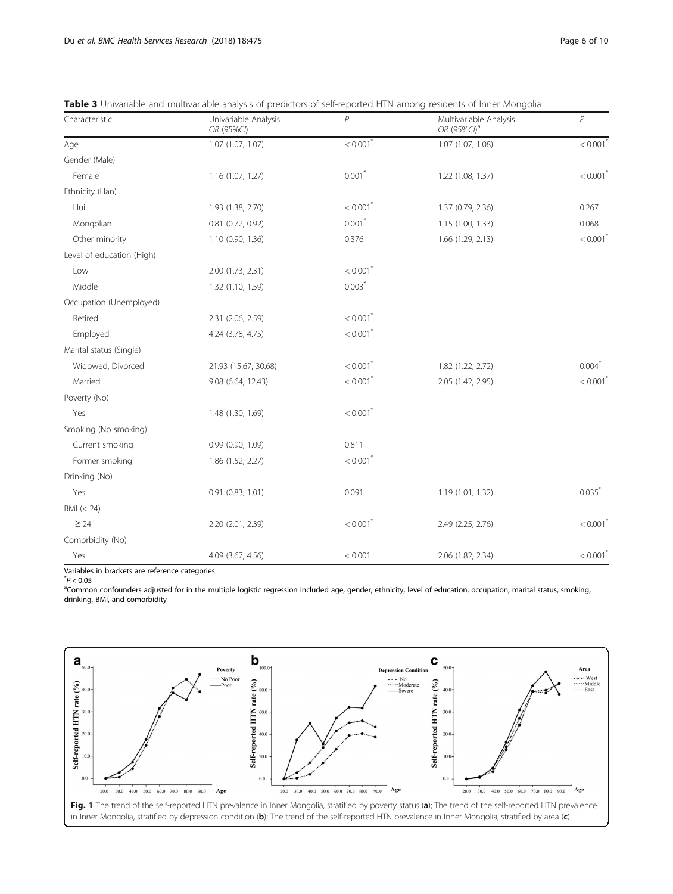**Table 3** Univariable and multivariable analysis of predictors of self-reported HTN among residents of Inner Mongolia

| Characteristic | Univariable Analysis OR (95%CI) | P | Multivariable Analysis OR (95%CI)[a] | P |
|---|---|---|---|---|
| Age | 1.07 (1.07, 1.07) | < 0.001* | 1.07 (1.07, 1.08) | < 0.001* |
| Gender (Male) | | | | |
| Female | 1.16 (1.07, 1.27) | 0.001* | 1.22 (1.08, 1.37) | < 0.001* |
| Ethnicity (Han) | | | | |
| Hui | 1.93 (1.38, 2.70) | < 0.001* | 1.37 (0.79, 2.36) | 0.267 |
| Mongolian | 0.81 (0.72, 0.92) | 0.001* | 1.15 (1.00, 1.33) | 0.068 |
| Other minority | 1.10 (0.90, 1.36) | 0.376 | 1.66 (1.29, 2.13) | < 0.001* |
| Level of education (High) | | | | |
| Low | 2.00 (1.73, 2.31) | < 0.001* | | |
| Middle | 1.32 (1.10, 1.59) | 0.003* | | |
| Occupation (Unemployed) | | | | |
| Retired | 2.31 (2.06, 2.59) | < 0.001* | | |
| Employed | 4.24 (3.78, 4.75) | < 0.001* | | |
| Marital status (Single) | | | | |
| Widowed, Divorced | 21.93 (15.67, 30.68) | < 0.001* | 1.82 (1.22, 2.72) | 0.004* |
| Married | 9.08 (6.64, 12.43) | < 0.001* | 2.05 (1.42, 2.95) | < 0.001* |
| Poverty (No) | | | | |
| Yes | 1.48 (1.30, 1.69) | < 0.001* | | |
| Smoking (No smoking) | | | | |
| Current smoking | 0.99 (0.90, 1.09) | 0.811 | | |
| Former smoking | 1.86 (1.52, 2.27) | < 0.001* | | |
| Drinking (No) | | | | |
| Yes | 0.91 (0.83, 1.01) | 0.091 | 1.19 (1.01, 1.32) | 0.035* |
| BMI (< 24) | | | | |
| ≥ 24 | 2.20 (2.01, 2.39) | < 0.001* | 2.49 (2.25, 2.76) | < 0.001* |
| Comorbidity (No) | | | | |
| Yes | 4.09 (3.67, 4.56) | < 0.001 | 2.06 (1.82, 2.34) | < 0.001* |

Variables in brackets are reference categories

*$P < 0.05$

[a]Common confounders adjusted for in the multiple logistic regression included age, gender, ethnicity, level of education, occupation, marital status, smoking, drinking, BMI, and comorbidity

**Fig. 1** The trend of the self-reported HTN prevalence in Inner Mongolia, stratified by poverty status (**a**); The trend of the self-reported HTN prevalence in Inner Mongolia, stratified by depression condition (**b**); The trend of the self-reported HTN prevalence in Inner Mongolia, stratified by area (**c**)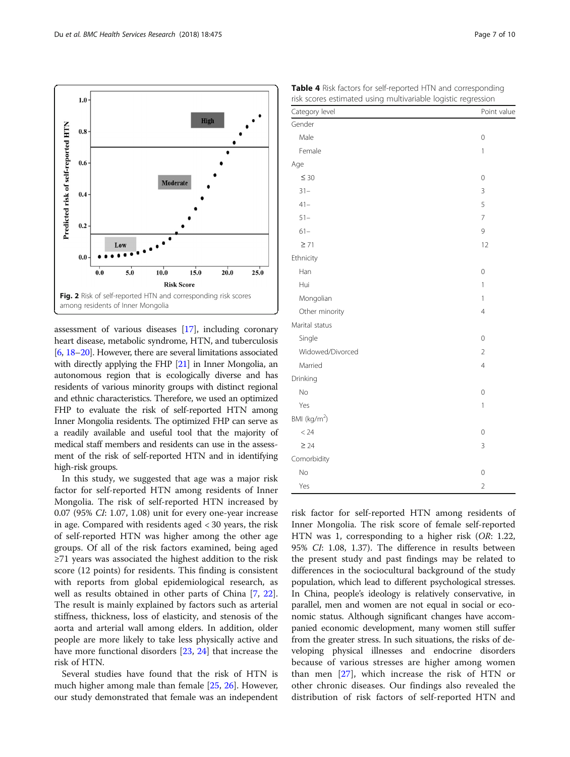Fig. 2 Risk of self-reported HTN and corresponding risk scores among residents of Inner Mongolia

assessment of various diseases [17], including coronary heart disease, metabolic syndrome, HTN, and tuberculosis [6, 18–20]. However, there are several limitations associated with directly applying the FHP [21] in Inner Mongolia, an autonomous region that is ecologically diverse and has residents of various minority groups with distinct regional and ethnic characteristics. Therefore, we used an optimized FHP to evaluate the risk of self-reported HTN among Inner Mongolia residents. The optimized FHP can serve as a readily available and useful tool that the majority of medical staff members and residents can use in the assessment of the risk of self-reported HTN and in identifying high-risk groups.

In this study, we suggested that age was a major risk factor for self-reported HTN among residents of Inner Mongolia. The risk of self-reported HTN increased by 0.07 (95% *CI*: 1.07, 1.08) unit for every one-year increase in age. Compared with residents aged < 30 years, the risk of self-reported HTN was higher among the other age groups. Of all of the risk factors examined, being aged ≥71 years was associated the highest addition to the risk score (12 points) for residents. This finding is consistent with reports from global epidemiological research, as well as results obtained in other parts of China [7, 22]. The result is mainly explained by factors such as arterial stiffness, thickness, loss of elasticity, and stenosis of the aorta and arterial wall among elders. In addition, older people are more likely to take less physically active and have more functional disorders [23, 24] that increase the risk of HTN.

Several studies have found that the risk of HTN is much higher among male than female [25, 26]. However, our study demonstrated that female was an independent risk factor for self-reported HTN among residents of Inner Mongolia. The risk score of female self-reported HTN was 1, corresponding to a higher risk (*OR*: 1.22, 95% *CI*: 1.08, 1.37). The difference in results between the present study and past findings may be related to differences in the sociocultural background of the study population, which lead to different psychological stresses. In China, people's ideology is relatively conservative, in parallel, men and women are not equal in social or economic status. Although significant changes have accompanied economic development, many women still suffer from the greater stress. In such situations, the risks of developing physical illnesses and endocrine disorders because of various stresses are higher among women than men [27], which increase the risk of HTN or other chronic diseases. Our findings also revealed the distribution of risk factors of self-reported HTN and

**Table 4** Risk factors for self-reported HTN and corresponding risk scores estimated using multivariable logistic regression

| Category level | Point value |
|---|---|
| Gender | |
| Male | 0 |
| Female | 1 |
| Age | |
| ≤ 30 | 0 |
| 31– | 3 |
| 41– | 5 |
| 51– | 7 |
| 61– | 9 |
| ≥ 71 | 12 |
| Ethnicity | |
| Han | 0 |
| Hui | 1 |
| Mongolian | 1 |
| Other minority | 4 |
| Marital status | |
| Single | 0 |
| Widowed/Divorced | 2 |
| Married | 4 |
| Drinking | |
| No | 0 |
| Yes | 1 |
| BMI (kg/m$^2$) | |
| < 24 | 0 |
| ≥ 24 | 3 |
| Comorbidity | |
| No | 0 |
| Yes | 2 |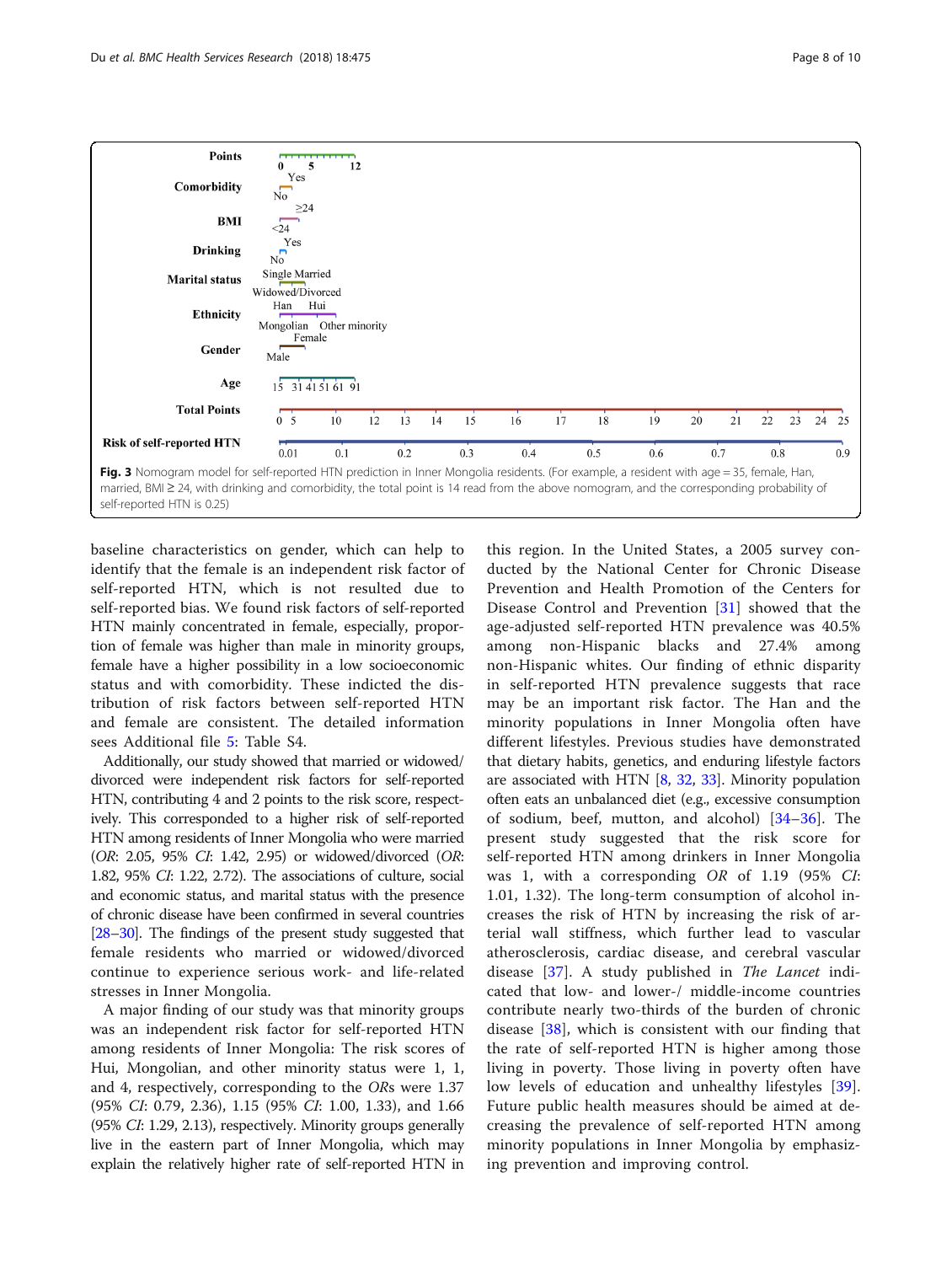Fig. 3 Nomogram model for self-reported HTN prediction in Inner Mongolia residents. (For example, a resident with age = 35, female, Han, married, BMI ≥ 24, with drinking and comorbidity, the total point is 14 read from the above nomogram, and the corresponding probability of self-reported HTN is 0.25)

baseline characteristics on gender, which can help to identify that the female is an independent risk factor of self-reported HTN, which is not resulted due to self-reported bias. We found risk factors of self-reported HTN mainly concentrated in female, especially, proportion of female was higher than male in minority groups, female have a higher possibility in a low socioeconomic status and with comorbidity. These indicted the distribution of risk factors between self-reported HTN and female are consistent. The detailed information sees Additional file 5: Table S4.

Additionally, our study showed that married or widowed/divorced were independent risk factors for self-reported HTN, contributing 4 and 2 points to the risk score, respectively. This corresponded to a higher risk of self-reported HTN among residents of Inner Mongolia who were married (*OR*: 2.05, 95% *CI*: 1.42, 2.95) or widowed/divorced (*OR*: 1.82, 95% *CI*: 1.22, 2.72). The associations of culture, social and economic status, and marital status with the presence of chronic disease have been confirmed in several countries [28–30]. The findings of the present study suggested that female residents who married or widowed/divorced continue to experience serious work- and life-related stresses in Inner Mongolia.

A major finding of our study was that minority groups was an independent risk factor for self-reported HTN among residents of Inner Mongolia: The risk scores of Hui, Mongolian, and other minority status were 1, 1, and 4, respectively, corresponding to the *OR*s were 1.37 (95% *CI*: 0.79, 2.36), 1.15 (95% *CI*: 1.00, 1.33), and 1.66 (95% *CI*: 1.29, 2.13), respectively. Minority groups generally live in the eastern part of Inner Mongolia, which may explain the relatively higher rate of self-reported HTN in this region. In the United States, a 2005 survey conducted by the National Center for Chronic Disease Prevention and Health Promotion of the Centers for Disease Control and Prevention [31] showed that the age-adjusted self-reported HTN prevalence was 40.5% among non-Hispanic blacks and 27.4% among non-Hispanic whites. Our finding of ethnic disparity in self-reported HTN prevalence suggests that race may be an important risk factor. The Han and the minority populations in Inner Mongolia often have different lifestyles. Previous studies have demonstrated that dietary habits, genetics, and enduring lifestyle factors are associated with HTN [8, 32, 33]. Minority population often eats an unbalanced diet (e.g., excessive consumption of sodium, beef, mutton, and alcohol) [34–36]. The present study suggested that the risk score for self-reported HTN among drinkers in Inner Mongolia was 1, with a corresponding *OR* of 1.19 (95% *CI*: 1.01, 1.32). The long-term consumption of alcohol increases the risk of HTN by increasing the risk of arterial wall stiffness, which further lead to vascular atherosclerosis, cardiac disease, and cerebral vascular disease [37]. A study published in *The Lancet* indicated that low- and lower-/ middle-income countries contribute nearly two-thirds of the burden of chronic disease [38], which is consistent with our finding that the rate of self-reported HTN is higher among those living in poverty. Those living in poverty often have low levels of education and unhealthy lifestyles [39]. Future public health measures should be aimed at decreasing the prevalence of self-reported HTN among minority populations in Inner Mongolia by emphasizing prevention and improving control.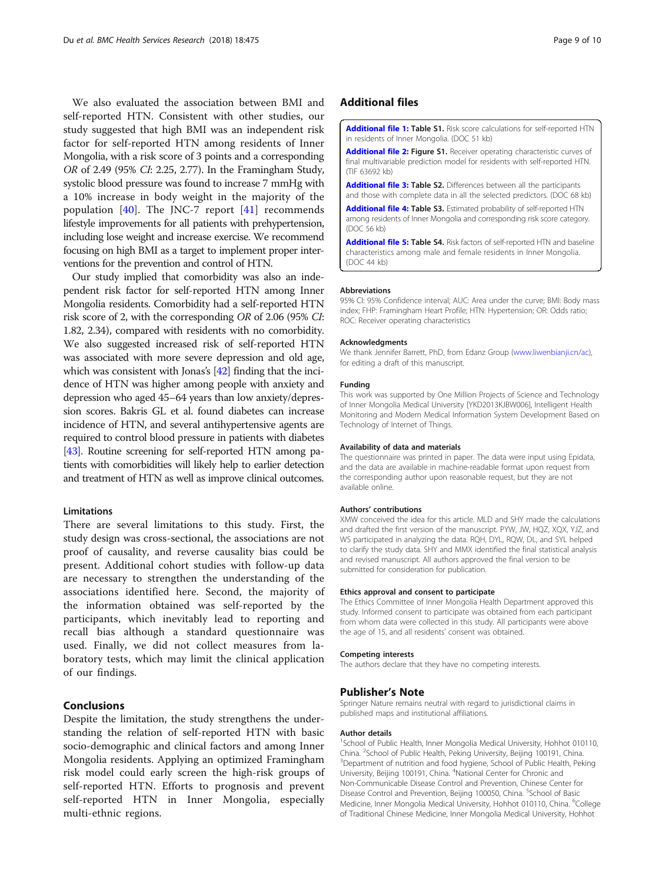We also evaluated the association between BMI and self-reported HTN. Consistent with other studies, our study suggested that high BMI was an independent risk factor for self-reported HTN among residents of Inner Mongolia, with a risk score of 3 points and a corresponding *OR* of 2.49 (95% *CI*: 2.25, 2.77). In the Framingham Study, systolic blood pressure was found to increase 7 mmHg with a 10% increase in body weight in the majority of the population [40]. The JNC-7 report [41] recommends lifestyle improvements for all patients with prehypertension, including lose weight and increase exercise. We recommend focusing on high BMI as a target to implement proper interventions for the prevention and control of HTN.

Our study implied that comorbidity was also an independent risk factor for self-reported HTN among Inner Mongolia residents. Comorbidity had a self-reported HTN risk score of 2, with the corresponding *OR* of 2.06 (95% *CI*: 1.82, 2.34), compared with residents with no comorbidity. We also suggested increased risk of self-reported HTN was associated with more severe depression and old age, which was consistent with Jonas's [42] finding that the incidence of HTN was higher among people with anxiety and depression who aged 45–64 years than low anxiety/depression scores. Bakris GL et al. found diabetes can increase incidence of HTN, and several antihypertensive agents are required to control blood pressure in patients with diabetes [43]. Routine screening for self-reported HTN among patients with comorbidities will likely help to earlier detection and treatment of HTN as well as improve clinical outcomes.

### Limitations

There are several limitations to this study. First, the study design was cross-sectional, the associations are not proof of causality, and reverse causality bias could be present. Additional cohort studies with follow-up data are necessary to strengthen the understanding of the associations identified here. Second, the majority of the information obtained was self-reported by the participants, which inevitably lead to reporting and recall bias although a standard questionnaire was used. Finally, we did not collect measures from laboratory tests, which may limit the clinical application of our findings.

## Conclusions

Despite the limitation, the study strengthens the understanding the relation of self-reported HTN with basic socio-demographic and clinical factors and among Inner Mongolia residents. Applying an optimized Framingham risk model could early screen the high-risk groups of self-reported HTN. Efforts to prognosis and prevent self-reported HTN in Inner Mongolia, especially multi-ethnic regions.

## Additional files

**Additional file 1: Table S1.** Risk score calculations for self-reported HTN in residents of Inner Mongolia. (DOC 51 kb)

**Additional file 2: Figure S1.** Receiver operating characteristic curves of final multivariable prediction model for residents with self-reported HTN. (TIF 63692 kb)

**Additional file 3: Table S2.** Differences between all the participants and those with complete data in all the selected predictors. (DOC 68 kb)

**Additional file 4: Table S3.** Estimated probability of self-reported HTN among residents of Inner Mongolia and corresponding risk score category. (DOC 56 kb)

**Additional file 5: Table S4.** Risk factors of self-reported HTN and baseline characteristics among male and female residents in Inner Mongolia. (DOC 44 kb)

#### Abbreviations

95% CI: 95% Confidence interval; AUC: Area under the curve; BMI: Body mass index; FHP: Framingham Heart Profile; HTN: Hypertension; OR: Odds ratio; ROC: Receiver operating characteristics

#### Acknowledgments

We thank Jennifer Barrett, PhD, from Edanz Group (www.liwenbianji.cn/ac), for editing a draft of this manuscript.

#### Funding

This work was supported by One Million Projects of Science and Technology of Inner Mongolia Medical University [YKD2013KJBW006], Intelligent Health Monitoring and Modern Medical Information System Development Based on Technology of Internet of Things.

#### Availability of data and materials

The questionnaire was printed in paper. The data were input using Epidata, and the data are available in machine-readable format upon request from the corresponding author upon reasonable request, but they are not available online.

#### Authors' contributions

XMW conceived the idea for this article. MLD and SHY made the calculations and drafted the first version of the manuscript. PYW, JW, HQZ, XQX, YJZ, and WS participated in analyzing the data. RQH, DYL, RQW, DL, and SYL helped to clarify the study data. SHY and MMX identified the final statistical analysis and revised manuscript. All authors approved the final version to be submitted for consideration for publication.

#### Ethics approval and consent to participate

The Ethics Committee of Inner Mongolia Health Department approved this study. Informed consent to participate was obtained from each participant from whom data were collected in this study. All participants were above the age of 15, and all residents' consent was obtained.

#### Competing interests

The authors declare that they have no competing interests.

## Publisher's Note

Springer Nature remains neutral with regard to jurisdictional claims in published maps and institutional affiliations.

#### Author details

[1]School of Public Health, Inner Mongolia Medical University, Hohhot 010110, China. [2]School of Public Health, Peking University, Beijing 100191, China. [3]Department of nutrition and food hygiene, School of Public Health, Peking University, Beijing 100191, China. [4]National Center for Chronic and Non-Communicable Disease Control and Prevention, Chinese Center for Disease Control and Prevention, Beijing 100050, China. [5]School of Basic Medicine, Inner Mongolia Medical University, Hohhot 010110, China. [6]College of Traditional Chinese Medicine, Inner Mongolia Medical University, Hohhot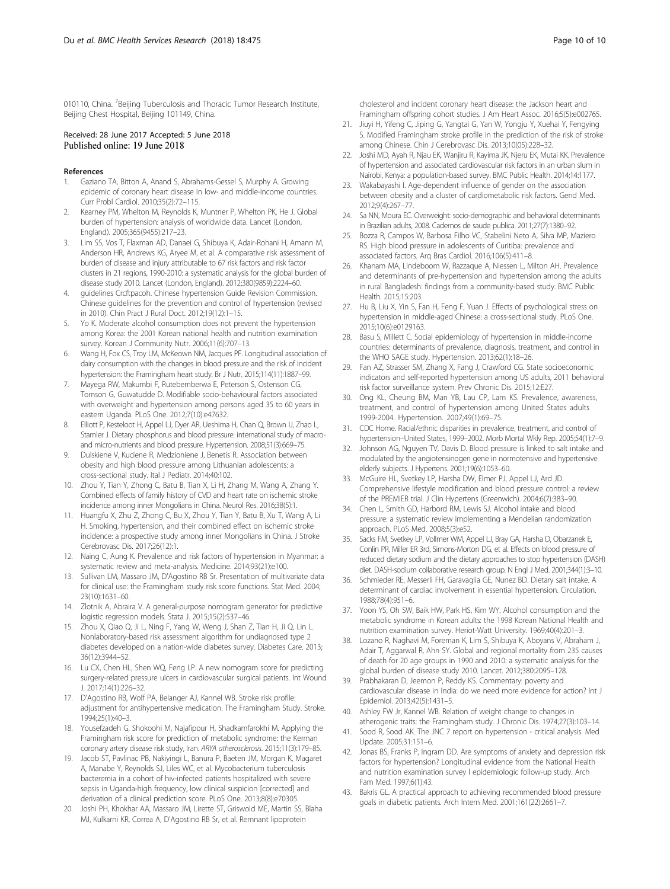010110, China. [7]Beijing Tuberculosis and Thoracic Tumor Research Institute, Beijing Chest Hospital, Beijing 101149, China.

Received: 28 June 2017 Accepted: 5 June 2018
Published online: 19 June 2018

## References

1. Gaziano TA, Bitton A, Anand S, Abrahams-Gessel S, Murphy A. Growing epidemic of coronary heart disease in low- and middle-income countries. Curr Probl Cardiol. 2010;35(2):72–115.
2. Kearney PM, Whelton M, Reynolds K, Muntner P, Whelton PK, He J. Global burden of hypertension: analysis of worldwide data. Lancet (London, England). 2005;365(9455):217–23.
3. Lim SS, Vos T, Flaxman AD, Danaei G, Shibuya K, Adair-Rohani H, Amann M, Anderson HR, Andrews KG, Aryee M, et al. A comparative risk assessment of burden of disease and injury attributable to 67 risk factors and risk factor clusters in 21 regions, 1990-2010: a systematic analysis for the global burden of disease study 2010. Lancet (London, England). 2012;380(9859):2224–60.
4. guidelines Crcftpacoh. Chinese hypertension Guide Revision Commission. Chinese guidelines for the prevention and control of hypertension (revised in 2010). Chin Pract J Rural Doct. 2012;19(12):1–15.
5. Yo K. Moderate alcohol consumption does not prevent the hypertension among Korea: the 2001 Korean national health and nutrition examination survey. Korean J Community Nutr. 2006;11(6):707–13.
6. Wang H, Fox CS, Troy LM, McKeown NM, Jacques PF. Longitudinal association of dairy consumption with the changes in blood pressure and the risk of incident hypertension: the Framingham heart study. Br J Nutr. 2015;114(11):1887–99.
7. Mayega RW, Makumbi F, Rutebemberwa E, Peterson S, Ostenson CG, Tomson G, Guwatudde D. Modifiable socio-behavioural factors associated with overweight and hypertension among persons aged 35 to 60 years in eastern Uganda. PLoS One. 2012;7(10):e47632.
8. Elliott P, Kesteloot H, Appel LJ, Dyer AR, Ueshima H, Chan Q, Brown IJ, Zhao L, Stamler J. Dietary phosphorus and blood pressure: international study of macro- and micro-nutrients and blood pressure. Hypertension. 2008;51(3):669–75.
9. Dulskiene V, Kuciene R, Medzioniene J, Benetis R. Association between obesity and high blood pressure among Lithuanian adolescents: a cross-sectional study. Ital J Pediatr. 2014;40:102.
10. Zhou Y, Tian Y, Zhong C, Batu B, Tian X, Li H, Zhang M, Wang A, Zhang Y. Combined effects of family history of CVD and heart rate on ischemic stroke incidence among inner Mongolians in China. Neurol Res. 2016;38(5):1.
11. Huangfu X, Zhu Z, Zhong C, Bu X, Zhou Y, Tian Y, Batu B, Xu T, Wang A, Li H. Smoking, hypertension, and their combined effect on ischemic stroke incidence: a prospective study among inner Mongolians in China. J Stroke Cerebrovasc Dis. 2017;26(12):1.
12. Naing C, Aung K. Prevalence and risk factors of hypertension in Myanmar: a systematic review and meta-analysis. Medicine. 2014;93(21):e100.
13. Sullivan LM, Massaro JM, D'Agostino RB Sr. Presentation of multivariate data for clinical use: the Framingham study risk score functions. Stat Med. 2004; 23(10):1631–60.
14. Zlotnik A, Abraira V. A general-purpose nomogram generator for predictive logistic regression models. Stata J. 2015;15(2):537–46.
15. Zhou X, Qiao Q, Ji L, Ning F, Yang W, Weng J, Shan Z, Tian H, Ji Q, Lin L. Nonlaboratory-based risk assessment algorithm for undiagnosed type 2 diabetes developed on a nation-wide diabetes survey. Diabetes Care. 2013; 36(12):3944–52.
16. Lu CX, Chen HL, Shen WQ, Feng LP. A new nomogram score for predicting surgery-related pressure ulcers in cardiovascular surgical patients. Int Wound J. 2017;14(1):226–32.
17. D'Agostino RB, Wolf PA, Belanger AJ, Kannel WB. Stroke risk profile: adjustment for antihypertensive medication. The Framingham Study. Stroke. 1994;25(1):40–3.
18. Yousefzadeh G, Shokoohi M, Najafipour H, Shadkamfarokhi M. Applying the Framingham risk score for prediction of metabolic syndrome: the Kerman coronary artery disease risk study, Iran. *ARYA atherosclerosis*. 2015;11(3):179–85.
19. Jacob ST, Pavlinac PB, Nakiyingi L, Banura P, Baeten JM, Morgan K, Magaret A, Manabe Y, Reynolds SJ, Liles WC, et al. Mycobacterium tuberculosis bacteremia in a cohort of hiv-infected patients hospitalized with severe sepsis in Uganda-high frequency, low clinical suspicion [corrected] and derivation of a clinical prediction score. PLoS One. 2013;8(8):e70305.
20. Joshi PH, Khokhar AA, Massaro JM, Lirette ST, Griswold ME, Martin SS, Blaha MJ, Kulkarni KR, Correa A, D'Agostino RB Sr, et al. Remnant lipoprotein cholesterol and incident coronary heart disease: the Jackson heart and Framingham offspring cohort studies. J Am Heart Assoc. 2016;5(5):e002765.
21. Jiuyi H, Yifeng C, Jiping G, Yangtai G, Yan W, Yongju Y, Xuehai Y, Fengying S. Modified Framingham stroke profile in the prediction of the risk of stroke among Chinese. Chin J Cerebrovasc Dis. 2013;10(05):228–32.
22. Joshi MD, Ayah R, Njau EK, Wanjiru R, Kayima JK, Njeru EK, Mutai KK. Prevalence of hypertension and associated cardiovascular risk factors in an urban slum in Nairobi, Kenya: a population-based survey. BMC Public Health. 2014;14:1177.
23. Wakabayashi I. Age-dependent influence of gender on the association between obesity and a cluster of cardiometabolic risk factors. Gend Med. 2012;9(4):267–77.
24. Sa NN, Moura EC. Overweight: socio-demographic and behavioral determinants in Brazilian adults, 2008. Cadernos de saude publica. 2011;27(7):1380–92.
25. Bozza R, Campos W, Barbosa Filho VC, Stabelini Neto A, Silva MP, Maziero RS. High blood pressure in adolescents of Curitiba: prevalence and associated factors. Arq Bras Cardiol. 2016;106(5):411–8.
26. Khanam MA, Lindeboom W, Razzaque A, Niessen L, Milton AH. Prevalence and determinants of pre-hypertension and hypertension among the adults in rural Bangladesh: findings from a community-based study. BMC Public Health. 2015;15:203.
27. Hu B, Liu X, Yin S, Fan H, Feng F, Yuan J. Effects of psychological stress on hypertension in middle-aged Chinese: a cross-sectional study. PLoS One. 2015;10(6):e0129163.
28. Basu S, Millett C. Social epidemiology of hypertension in middle-income countries: determinants of prevalence, diagnosis, treatment, and control in the WHO SAGE study. Hypertension. 2013;62(1):18–26.
29. Fan AZ, Strasser SM, Zhang X, Fang J, Crawford CG. State socioeconomic indicators and self-reported hypertension among US adults, 2011 behavioral risk factor surveillance system. Prev Chronic Dis. 2015;12:E27.
30. Ong KL, Cheung BM, Man YB, Lau CP, Lam KS. Prevalence, awareness, treatment, and control of hypertension among United States adults 1999-2004. Hypertension. 2007;49(1):69–75.
31. CDC Home. Racial/ethnic disparities in prevalence, treatment, and control of hypertension–United States, 1999–2002. Morb Mortal Wkly Rep. 2005;54(1):7–9.
32. Johnson AG, Nguyen TV, Davis D. Blood pressure is linked to salt intake and modulated by the angiotensinogen gene in normotensive and hypertensive elderly subjects. J Hypertens. 2001;19(6):1053–60.
33. McGuire HL, Svetkey LP, Harsha DW, Elmer PJ, Appel LJ, Ard JD. Comprehensive lifestyle modification and blood pressure control: a review of the PREMIER trial. J Clin Hypertens (Greenwich). 2004;6(7):383–90.
34. Chen L, Smith GD, Harbord RM, Lewis SJ. Alcohol intake and blood pressure: a systematic review implementing a Mendelian randomization approach. PLoS Med. 2008;5(3):e52.
35. Sacks FM, Svetkey LP, Vollmer WM, Appel LJ, Bray GA, Harsha D, Obarzanek E, Conlin PR, Miller ER 3rd, Simons-Morton DG, et al. Effects on blood pressure of reduced dietary sodium and the dietary approaches to stop hypertension (DASH) diet. DASH-sodium collaborative research group. N Engl J Med. 2001;344(1):3–10.
36. Schmieder RE, Messerli FH, Garavaglia GE, Nunez BD. Dietary salt intake. A determinant of cardiac involvement in essential hypertension. Circulation. 1988;78(4):951–6.
37. Yoon YS, Oh SW, Baik HW, Park HS, Kim WY. Alcohol consumption and the metabolic syndrome in Korean adults: the 1998 Korean National Health and nutrition examination survey. Heriot-Watt University. 1969;40(4):201–3.
38. Lozano R, Naghavi M, Foreman K, Lim S, Shibuya K, Aboyans V, Abraham J, Adair T, Aggarwal R, Ahn SY. Global and regional mortality from 235 causes of death for 20 age groups in 1990 and 2010: a systematic analysis for the global burden of disease study 2010. Lancet. 2012;380:2095–128.
39. Prabhakaran D, Jeemon P, Reddy KS. Commentary: poverty and cardiovascular disease in India: do we need more evidence for action? Int J Epidemiol. 2013;42(5):1431–5.
40. Ashley FW Jr, Kannel WB. Relation of weight change to changes in atherogenic traits: the Framingham study. J Chronic Dis. 1974;27(3):103–14.
41. Sood R, Sood AK. The JNC 7 report on hypertension - critical analysis. Med Update. 2005;31:151–6.
42. Jonas BS, Franks P, Ingram DD. Are symptoms of anxiety and depression risk factors for hypertension? Longitudinal evidence from the National Health and nutrition examination survey I epidemiologic follow-up study. Arch Fam Med. 1997;6(1):43.
43. Bakris GL. A practical approach to achieving recommended blood pressure goals in diabetic patients. Arch Intern Med. 2001;161(22):2661–7.